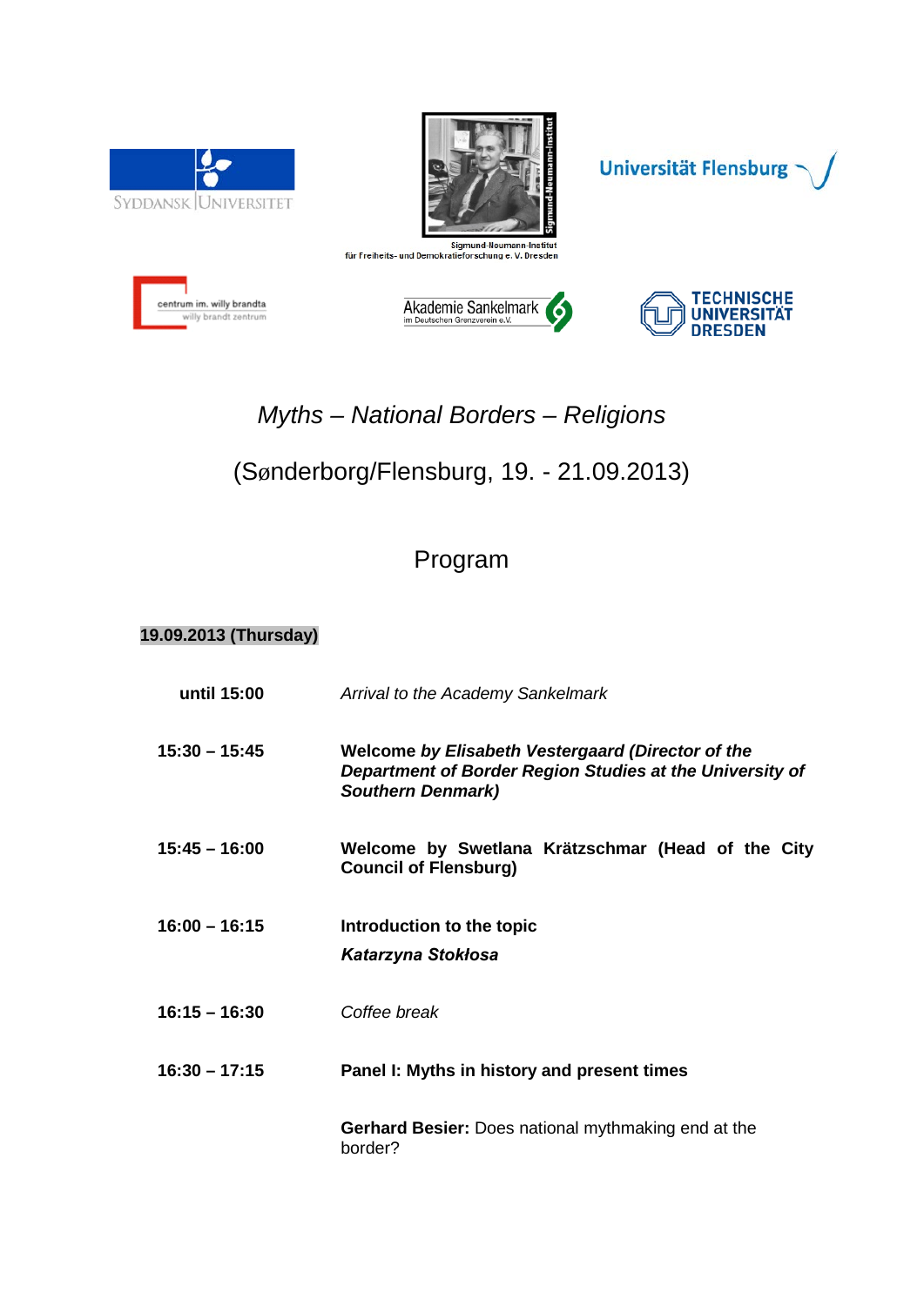Syddansk Universitet

Sigmund-Neumann-Institut für Freiheits- und Demokratieforschung e. V. Dresden

Universität Flensburg

centrum im. willy brandta
willy brandt zentrum

Akademie Sankelmark
im Deutschen Grenzverein e.V.

Technische Universität Dresden

# *Myths – National Borders – Religions*

## (Sønderborg/Flensburg, 19. - 21.09.2013)

## Program

**19.09.2013 (Thursday)**

| | |
|---|---|
| **until 15:00** | *Arrival to the Academy Sankelmark* |
| **15:30 – 15:45** | **Welcome** ***by Elisabeth Vestergaard (Director of the Department of Border Region Studies at the University of Southern Denmark)*** |
| **15:45 – 16:00** | **Welcome by Swetlana Krätzschmar (Head of the City Council of Flensburg)** |
| **16:00 – 16:15** | **Introduction to the topic** <br> ***Katarzyna Stokłosa*** |
| **16:15 – 16:30** | *Coffee break* |
| **16:30 – 17:15** | **Panel I: Myths in history and present times** |
| | **Gerhard Besier:** Does national mythmaking end at the border? |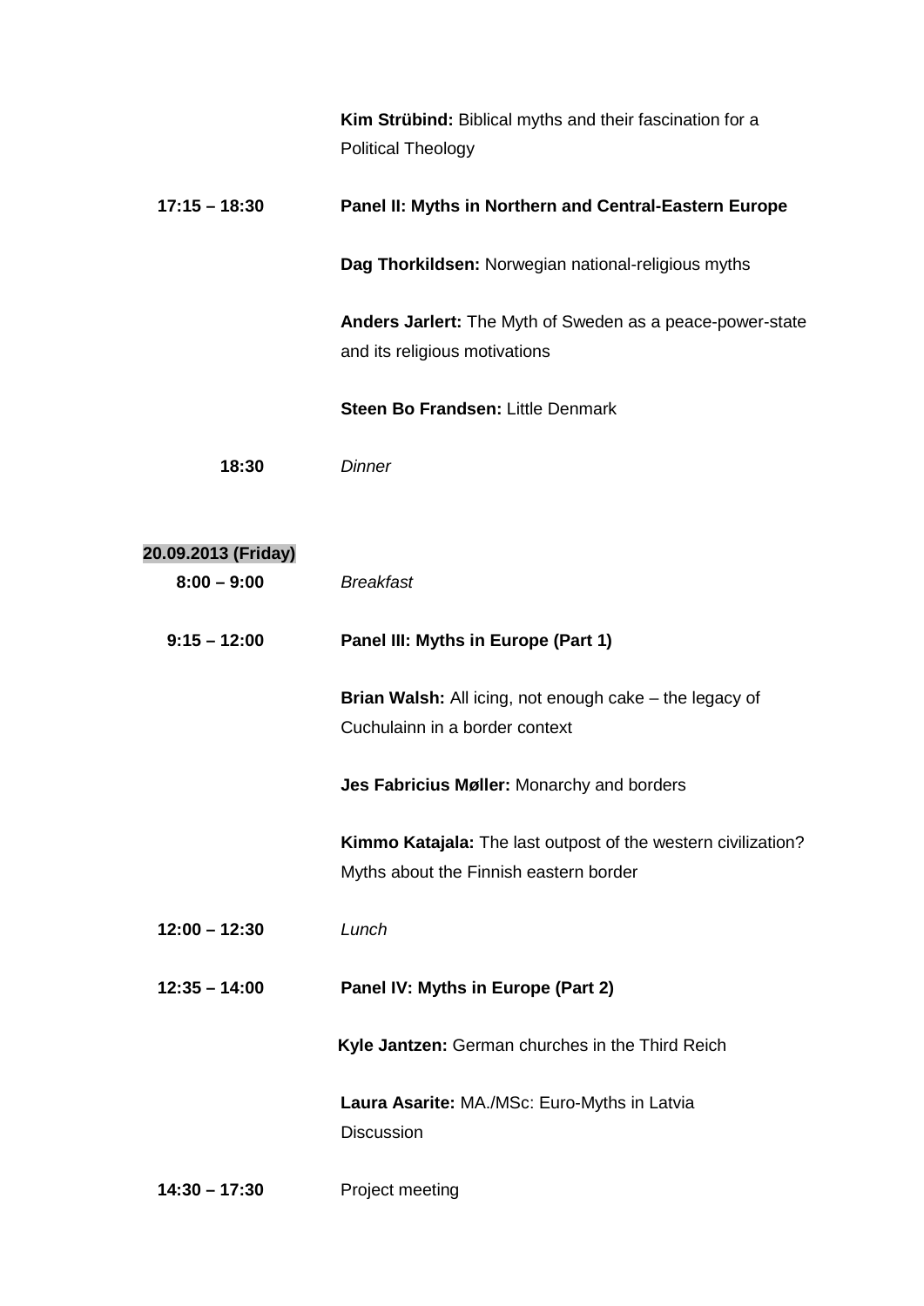**Kim Strübind:** Biblical myths and their fascination for a Political Theology

**17:15 – 18:30** **Panel II: Myths in Northern and Central-Eastern Europe**

**Dag Thorkildsen:** Norwegian national-religious myths

**Anders Jarlert:** The Myth of Sweden as a peace-power-state and its religious motivations

**Steen Bo Frandsen:** Little Denmark

**18:30** *Dinner*

**20.09.2013 (Friday)**

**8:00 – 9:00** *Breakfast*

**9:15 – 12:00** **Panel III: Myths in Europe (Part 1)**

**Brian Walsh:** All icing, not enough cake – the legacy of Cuchulainn in a border context

**Jes Fabricius Møller:** Monarchy and borders

**Kimmo Katajala:** The last outpost of the western civilization? Myths about the Finnish eastern border

**12:00 – 12:30** *Lunch*

**12:35 – 14:00** **Panel IV: Myths in Europe (Part 2)**

**Kyle Jantzen:** German churches in the Third Reich

**Laura Asarite:** MA./MSc: Euro-Myths in Latvia
Discussion

**14:30 – 17:30** Project meeting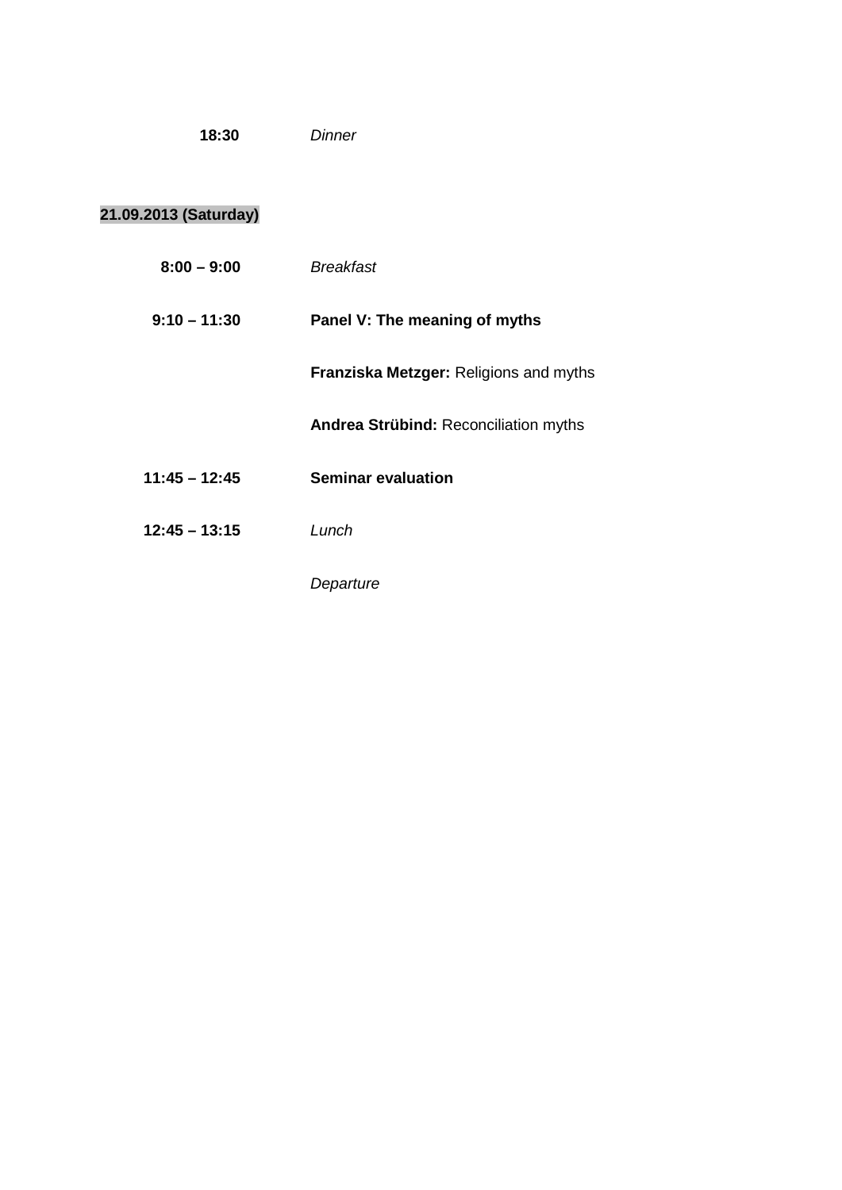| | |
|---|---|
| **18:30** | *Dinner* |

**21.09.2013 (Saturday)**

| | |
|---|---|
| **8:00 – 9:00** | *Breakfast* |
| **9:10 – 11:30** | **Panel V: The meaning of myths** |
| | **Franziska Metzger:** Religions and myths |
| | **Andrea Strübind:** Reconciliation myths |
| **11:45 – 12:45** | **Seminar evaluation** |
| **12:45 – 13:15** | *Lunch* |
| | *Departure* |